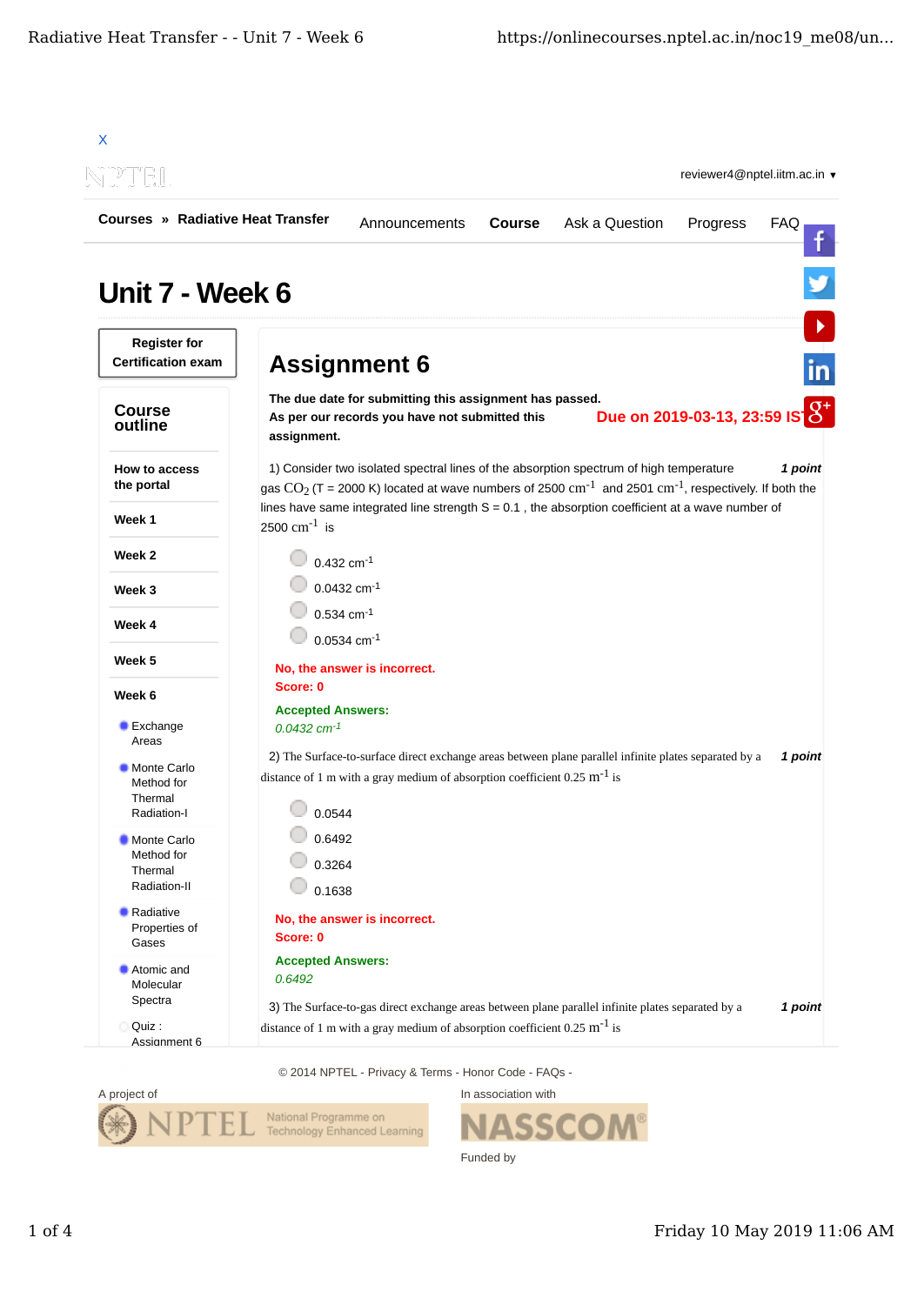X

reviewer4@nptel.iitm.ac.in ▾

**Courses** » **Radiative Heat Transfer**

Announcements **Course** Ask a Question Progress FAQ

# Unit 7 - Week 6

**Register for Certification exam**

## Course outline

**How to access the portal**

**Week 1**

**Week 2**

**Week 3**

**Week 4**

**Week 5**

**Week 6**

- Exchange Areas
- Monte Carlo Method for Thermal Radiation-I
- Monte Carlo Method for Thermal Radiation-II
- Radiative Properties of Gases
- Atomic and Molecular Spectra
- Quiz : Assignment 6

## Assignment 6

**The due date for submitting this assignment has passed.**
**As per our records you have not submitted this assignment.**

**Due on 2019-03-13, 23:59 IST.**

1) Consider two isolated spectral lines of the absorption spectrum of high temperature gas $CO_2$ (T = 2000 K) located at wave numbers of 2500 $cm^{-1}$ and 2501 $cm^{-1}$, respectively. If both the lines have same integrated line strength S = 0.1 , the absorption coefficient at a wave number of 2500 $cm^{-1}$ is *1 point*

- 0.432 $cm^{-1}$
- 0.0432 $cm^{-1}$
- 0.534 $cm^{-1}$
- 0.0534 $cm^{-1}$

**No, the answer is incorrect.**
**Score: 0**

**Accepted Answers:**
*0.0432 $cm^{-1}$*

2) The Surface-to-surface direct exchange areas between plane parallel infinite plates separated by a distance of 1 m with a gray medium of absorption coefficient 0.25 $m^{-1}$ is *1 point*

- 0.0544
- 0.6492
- 0.3264
- 0.1638

**No, the answer is incorrect.**
**Score: 0**

**Accepted Answers:**
*0.6492*

3) The Surface-to-gas direct exchange areas between plane parallel infinite plates separated by a distance of 1 m with a gray medium of absorption coefficient 0.25 $m^{-1}$ is *1 point*

© 2014 NPTEL - Privacy & Terms - Honor Code - FAQs -

A project of

NPTEL National Programme on Technology Enhanced Learning

In association with

NASSCOM

Funded by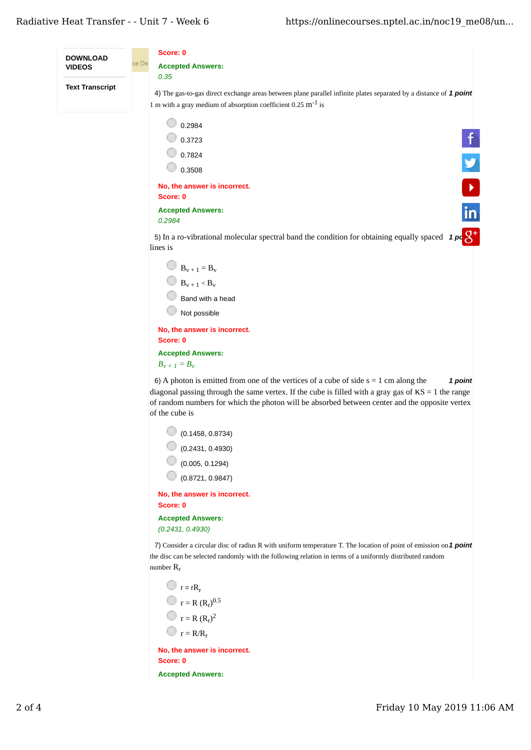DOWNLOAD VIDEOS

Text Transcript

Score: 0

Accepted Answers:

*0.35*

4) The gas-to-gas direct exchange areas between plane parallel infinite plates separated by a distance of 1 m with a gray medium of absorption coefficient 0.25 $m^{-1}$ is **1 point**

- 0.2984
- 0.3723
- 0.7824
- 0.3508

No, the answer is incorrect.
Score: 0

Accepted Answers:

*0.2984*

5) In a ro-vibrational molecular spectral band the condition for obtaining equally spaced lines is **1 point**

- $B_{v+1} = B_v$
- $B_{v+1} < B_v$
- Band with a head
- Not possible

No, the answer is incorrect.
Score: 0

Accepted Answers:

$B_{v+1} = B_v$

6) A photon is emitted from one of the vertices of a cube of side s = 1 cm along the diagonal passing through the same vertex. If the cube is filled with a gray gas of $\kappa S = 1$ the range of random numbers for which the photon will be absorbed between center and the opposite vertex of the cube is **1 point**

- (0.1458, 0.8734)
- (0.2431, 0.4930)
- (0.005, 0.1294)
- (0.8721, 0.9847)

No, the answer is incorrect.
Score: 0

Accepted Answers:

*(0.2431, 0.4930)*

7) Consider a circular disc of radius R with uniform temperature T. The location of point of emission on the disc can be selected randomly with the following relation in terms of a uniformly distributed random number $R_r$ **1 point**

- $r = rR_r$
- $r = R\,(R_r)^{0.5}$
- $r = R\,(R_r)^2$
- $r = R/R_r$

No, the answer is incorrect.
Score: 0

Accepted Answers: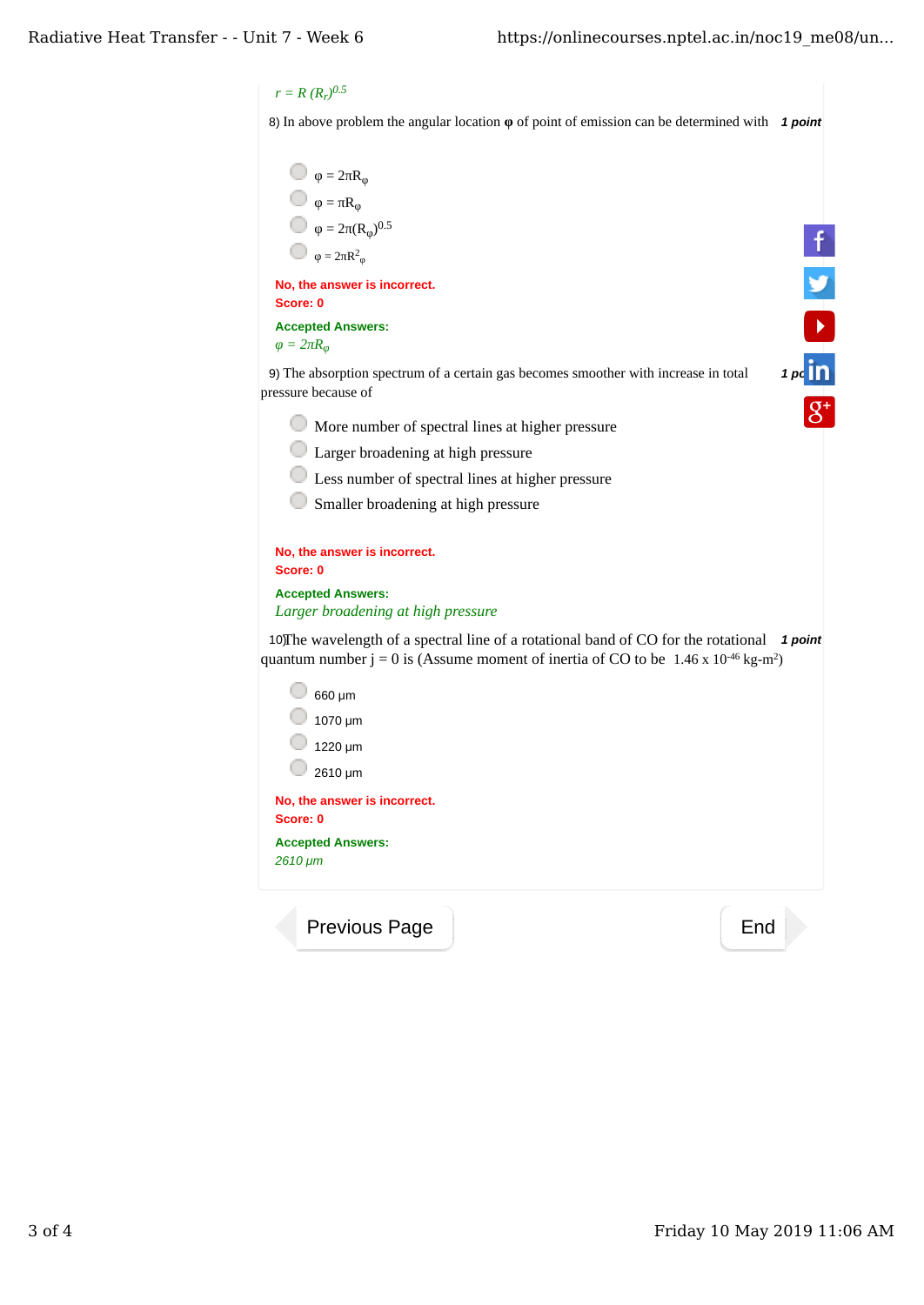$r = R\,(R_r)^{0.5}$

8) In above problem the angular location φ of point of emission can be determined with *1 point*

- $\varphi = 2\pi R_\varphi$
- $\varphi = \pi R_\varphi$
- $\varphi = 2\pi (R_\varphi)^{0.5}$
- $\varphi = 2\pi R^2_\varphi$

**No, the answer is incorrect.**
**Score: 0**

**Accepted Answers:**
$\varphi = 2\pi R_\varphi$

9) The absorption spectrum of a certain gas becomes smoother with increase in total pressure because of *1 point*

- More number of spectral lines at higher pressure
- Larger broadening at high pressure
- Less number of spectral lines at higher pressure
- Smaller broadening at high pressure

**No, the answer is incorrect.**
**Score: 0**

**Accepted Answers:**
*Larger broadening at high pressure*

10) The wavelength of a spectral line of a rotational band of CO for the rotational quantum number j = 0 is (Assume moment of inertia of CO to be $1.46 \times 10^{-46}$ kg-m$^2$) *1 point*

- 660 μm
- 1070 μm
- 1220 μm
- 2610 μm

**No, the answer is incorrect.**
**Score: 0**

**Accepted Answers:**
*2610 μm*

Previous Page | End